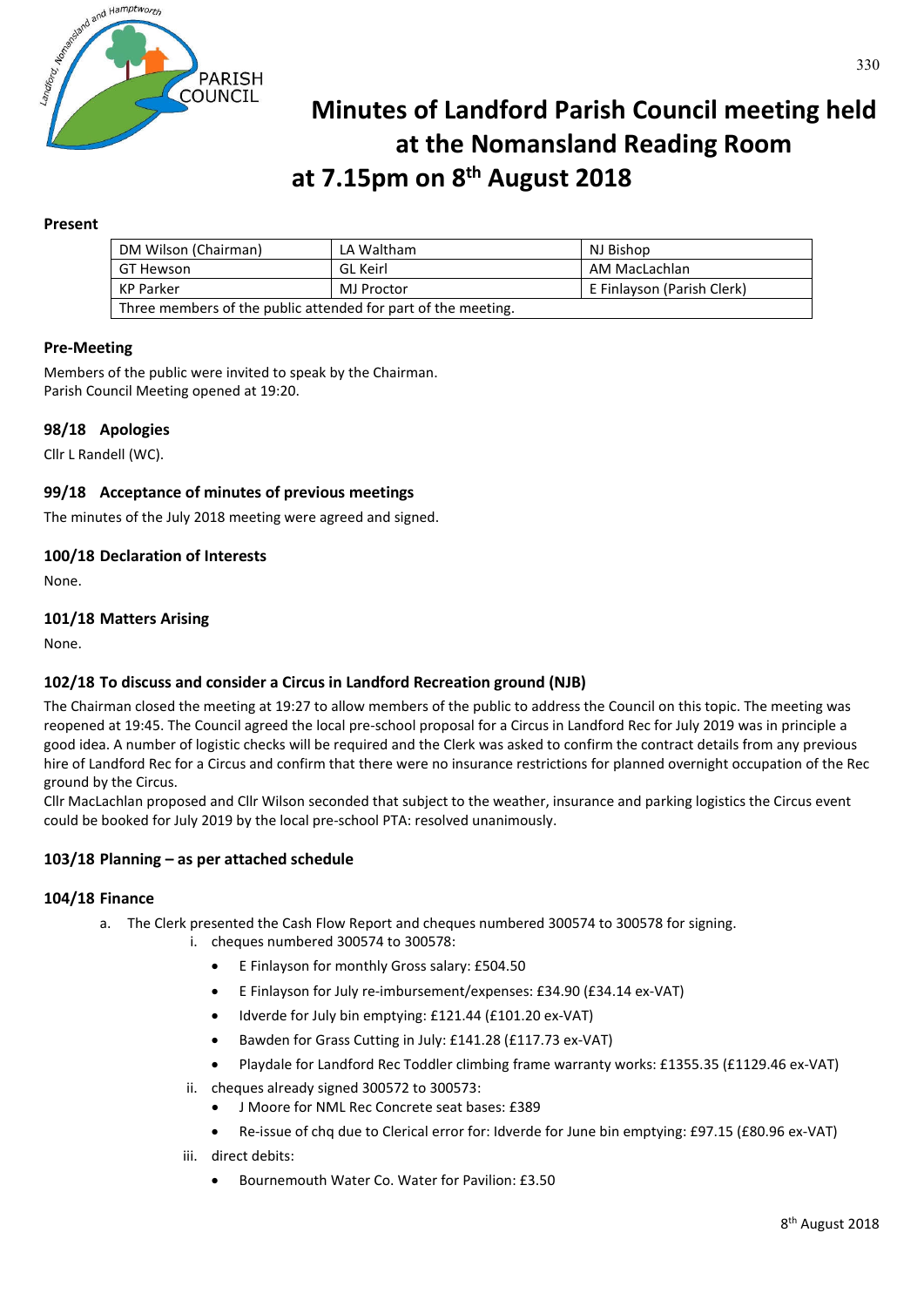# Minutes of Landford Parish Council meeting held at the Nomansland Reading Room at 7.15pm on 8th August 2018

**Present**

| DM Wilson (Chairman) | LA Waltham | NJ Bishop |
|---|---|---|
| GT Hewson | GL Keirl | AM MacLachlan |
| KP Parker | MJ Proctor | E Finlayson (Parish Clerk) |
| Three members of the public attended for part of the meeting. | | |

### Pre-Meeting

Members of the public were invited to speak by the Chairman.
Parish Council Meeting opened at 19:20.

### 98/18 Apologies

Cllr L Randell (WC).

### 99/18 Acceptance of minutes of previous meetings

The minutes of the July 2018 meeting were agreed and signed.

### 100/18 Declaration of Interests

None.

### 101/18 Matters Arising

None.

### 102/18 To discuss and consider a Circus in Landford Recreation ground (NJB)

The Chairman closed the meeting at 19:27 to allow members of the public to address the Council on this topic. The meeting was reopened at 19:45. The Council agreed the local pre-school proposal for a Circus in Landford Rec for July 2019 was in principle a good idea. A number of logistic checks will be required and the Clerk was asked to confirm the contract details from any previous hire of Landford Rec for a Circus and confirm that there were no insurance restrictions for planned overnight occupation of the Rec ground by the Circus.
Cllr MacLachlan proposed and Cllr Wilson seconded that subject to the weather, insurance and parking logistics the Circus event could be booked for July 2019 by the local pre-school PTA: resolved unanimously.

### 103/18 Planning – as per attached schedule

### 104/18 Finance

a. The Clerk presented the Cash Flow Report and cheques numbered 300574 to 300578 for signing.
   i. cheques numbered 300574 to 300578:
      - E Finlayson for monthly Gross salary: £504.50
      - E Finlayson for July re-imbursement/expenses: £34.90 (£34.14 ex-VAT)
      - Idverde for July bin emptying: £121.44 (£101.20 ex-VAT)
      - Bawden for Grass Cutting in July: £141.28 (£117.73 ex-VAT)
      - Playdale for Landford Rec Toddler climbing frame warranty works: £1355.35 (£1129.46 ex-VAT)

   ii. cheques already signed 300572 to 300573:
      - J Moore for NML Rec Concrete seat bases: £389
      - Re-issue of chq due to Clerical error for: Idverde for June bin emptying: £97.15 (£80.96 ex-VAT)

   iii. direct debits:
      - Bournemouth Water Co. Water for Pavilion: £3.50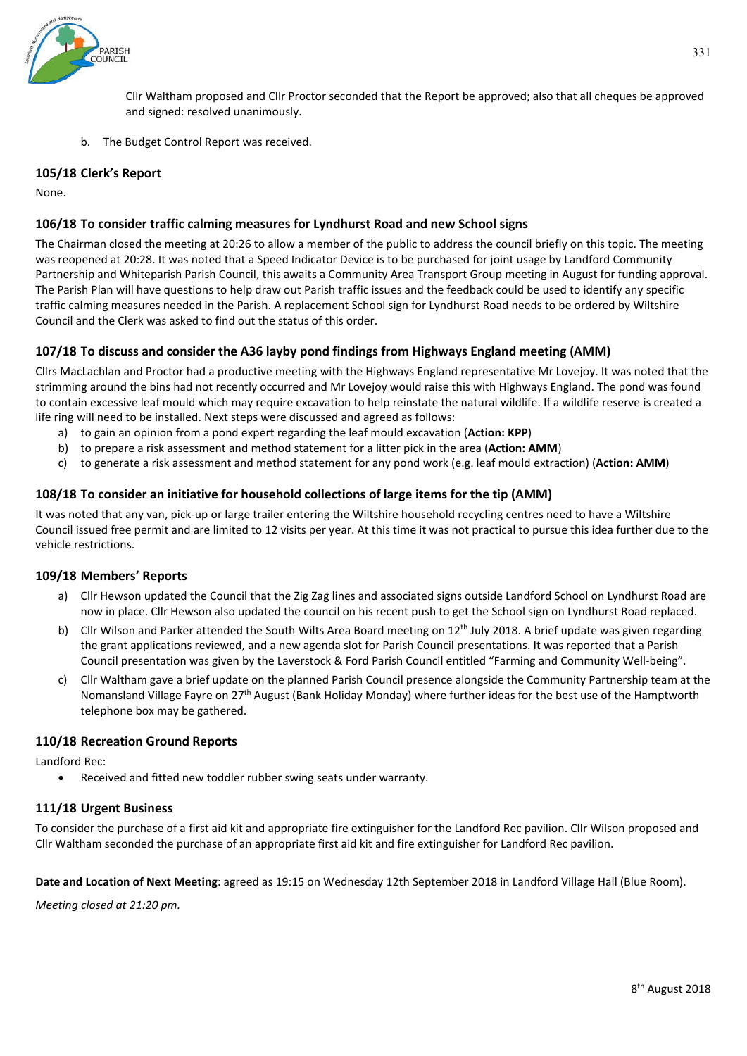Cllr Waltham proposed and Cllr Proctor seconded that the Report be approved; also that all cheques be approved and signed: resolved unanimously.

b. The Budget Control Report was received.

### 105/18 Clerk's Report

None.

### 106/18 To consider traffic calming measures for Lyndhurst Road and new School signs

The Chairman closed the meeting at 20:26 to allow a member of the public to address the council briefly on this topic. The meeting was reopened at 20:28. It was noted that a Speed Indicator Device is to be purchased for joint usage by Landford Community Partnership and Whiteparish Parish Council, this awaits a Community Area Transport Group meeting in August for funding approval. The Parish Plan will have questions to help draw out Parish traffic issues and the feedback could be used to identify any specific traffic calming measures needed in the Parish. A replacement School sign for Lyndhurst Road needs to be ordered by Wiltshire Council and the Clerk was asked to find out the status of this order.

### 107/18 To discuss and consider the A36 layby pond findings from Highways England meeting (AMM)

Cllrs MacLachlan and Proctor had a productive meeting with the Highways England representative Mr Lovejoy. It was noted that the strimming around the bins had not recently occurred and Mr Lovejoy would raise this with Highways England. The pond was found to contain excessive leaf mould which may require excavation to help reinstate the natural wildlife. If a wildlife reserve is created a life ring will need to be installed. Next steps were discussed and agreed as follows:

a) to gain an opinion from a pond expert regarding the leaf mould excavation (**Action: KPP**)
b) to prepare a risk assessment and method statement for a litter pick in the area (**Action: AMM**)
c) to generate a risk assessment and method statement for any pond work (e.g. leaf mould extraction) (**Action: AMM**)

### 108/18 To consider an initiative for household collections of large items for the tip (AMM)

It was noted that any van, pick-up or large trailer entering the Wiltshire household recycling centres need to have a Wiltshire Council issued free permit and are limited to 12 visits per year. At this time it was not practical to pursue this idea further due to the vehicle restrictions.

### 109/18 Members' Reports

a) Cllr Hewson updated the Council that the Zig Zag lines and associated signs outside Landford School on Lyndhurst Road are now in place. Cllr Hewson also updated the council on his recent push to get the School sign on Lyndhurst Road replaced.
b) Cllr Wilson and Parker attended the South Wilts Area Board meeting on 12th July 2018. A brief update was given regarding the grant applications reviewed, and a new agenda slot for Parish Council presentations. It was reported that a Parish Council presentation was given by the Laverstock & Ford Parish Council entitled "Farming and Community Well-being".
c) Cllr Waltham gave a brief update on the planned Parish Council presence alongside the Community Partnership team at the Nomansland Village Fayre on 27th August (Bank Holiday Monday) where further ideas for the best use of the Hamptworth telephone box may be gathered.

### 110/18 Recreation Ground Reports

Landford Rec:

- Received and fitted new toddler rubber swing seats under warranty.

### 111/18 Urgent Business

To consider the purchase of a first aid kit and appropriate fire extinguisher for the Landford Rec pavilion. Cllr Wilson proposed and Cllr Waltham seconded the purchase of an appropriate first aid kit and fire extinguisher for Landford Rec pavilion.

**Date and Location of Next Meeting**: agreed as 19:15 on Wednesday 12th September 2018 in Landford Village Hall (Blue Room).

*Meeting closed at 21:20 pm.*

8th August 2018